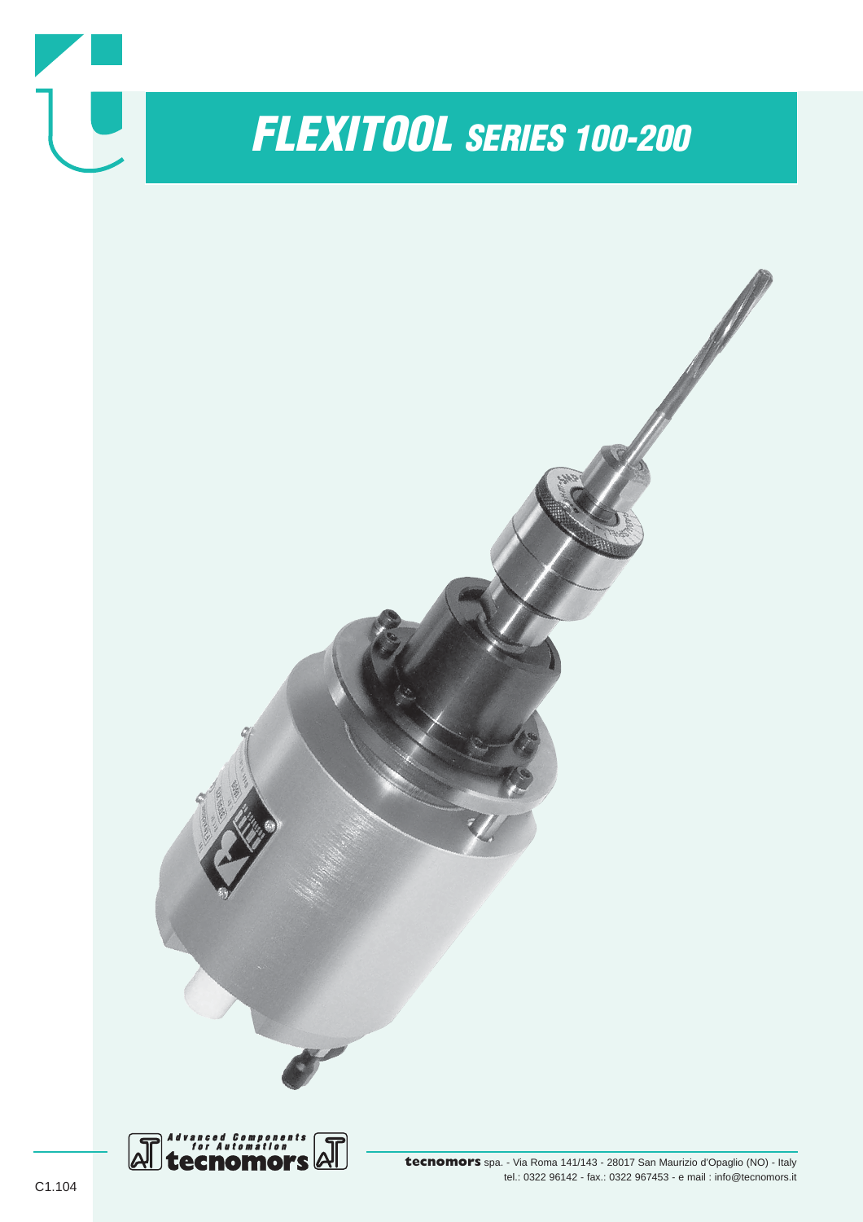# *FLEXITOOL SERIES 100-200*

Advanced Components for Automation
**tecnomors**

**tecnomors** spa. - Via Roma 141/143 - 28017 San Maurizio d'Opaglio (NO) - Italy
tel.: 0322 96142 - fax.: 0322 967453 - e mail : info@tecnomors.it

C1.104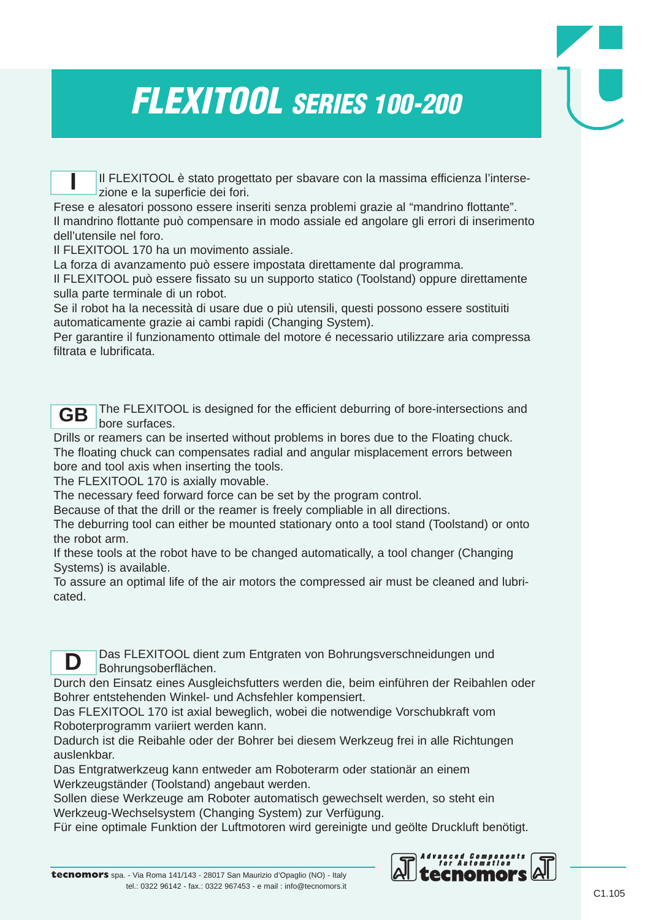# FLEXITOOL SERIES 100-200

**I** Il FLEXITOOL è stato progettato per sbavare con la massima efficienza l'intersezione e la superficie dei fori.
Frese e alesatori possono essere inseriti senza problemi grazie al "mandrino flottante".
Il mandrino flottante può compensare in modo assiale ed angolare gli errori di inserimento dell'utensile nel foro.
Il FLEXITOOL 170 ha un movimento assiale.
La forza di avanzamento può essere impostata direttamente dal programma.
Il FLEXITOOL può essere fissato su un supporto statico (Toolstand) oppure direttamente sulla parte terminale di un robot.
Se il robot ha la necessità di usare due o più utensili, questi possono essere sostituiti automaticamente grazie ai cambi rapidi (Changing System).
Per garantire il funzionamento ottimale del motore é necessario utilizzare aria compressa filtrata e lubrificata.

**GB** The FLEXITOOL is designed for the efficient deburring of bore-intersections and bore surfaces.
Drills or reamers can be inserted without problems in bores due to the Floating chuck.
The floating chuck can compensates radial and angular misplacement errors between bore and tool axis when inserting the tools.
The FLEXITOOL 170 is axially movable.
The necessary feed forward force can be set by the program control.
Because of that the drill or the reamer is freely compliable in all directions.
The deburring tool can either be mounted stationary onto a tool stand (Toolstand) or onto the robot arm.
If these tools at the robot have to be changed automatically, a tool changer (Changing Systems) is available.
To assure an optimal life of the air motors the compressed air must be cleaned and lubricated.

**D** Das FLEXITOOL dient zum Entgraten von Bohrungsverschneidungen und Bohrungsoberflächen.
Durch den Einsatz eines Ausgleichsfutters werden die, beim einführen der Reibahlen oder Bohrer entstehenden Winkel- und Achsfehler kompensiert.
Das FLEXITOOL 170 ist axial beweglich, wobei die notwendige Vorschubkraft vom Roboterprogramm variiert werden kann.
Dadurch ist die Reibahle oder der Bohrer bei diesem Werkzeug frei in alle Richtungen auslenkbar.
Das Entgratwerkzeug kann entweder am Roboterarm oder stationär an einem Werkzeugständer (Toolstand) angebaut werden.
Sollen diese Werkzeuge am Roboter automatisch gewechselt werden, so steht ein Werkzeug-Wechselsystem (Changing System) zur Verfügung.
Für eine optimale Funktion der Luftmotoren wird gereinigte und geölte Druckluft benötigt.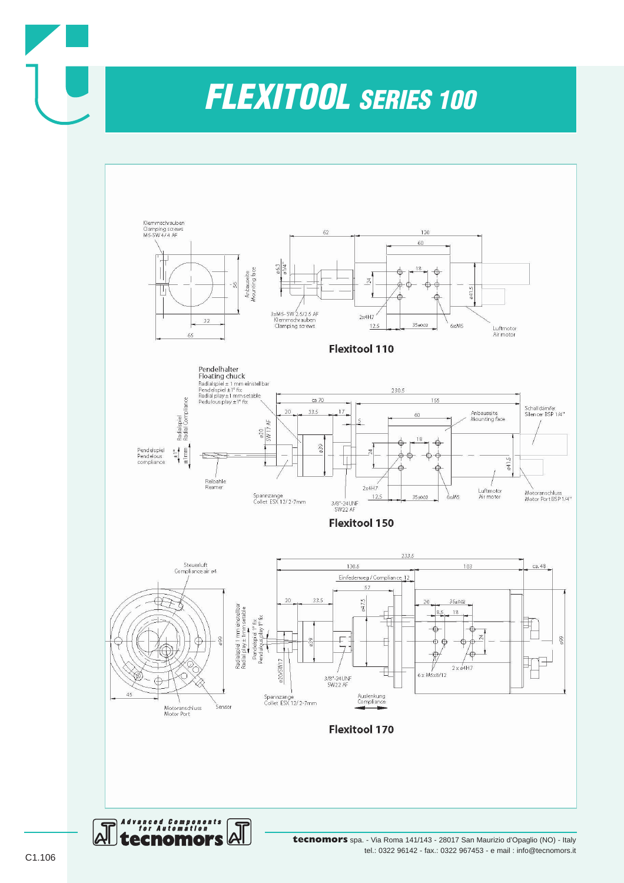# FLEXITOOL SERIES 100

Klemmschrauben
Clamping screws
M5-SW 4/4 AF

Anbauseite
Mounting face

3xM5-SW 2.5/2.5 AF
Klemmschrauben
Clamping screws

2x4H7

6xM5

Luftmotor
Air motor

**Flexitool 110**

Pendelhalter
Floating chuck
Radialspiel ± 1 mm einstellbar
Pendelspiel ±1° fix
Radial play ± 1 mm setable
Pedulous play ± 1° fix

Radialspiel
Radial Compliance

Pendelspiel
Pendelous compliance

Reibahle
Reamer

Spannzange
Collet ESX 12/2-7mm

3/8"-24UNF
SW22 AF

Anbauseite
Mounting face

Schalldämfer
Silencer BSP 1/4"

Luftmotor
Air motor

Motoranschluss
Motor Port BSP 1/4"

2x4H7

6xM5

**Flexitool 150**

Steuerluft
Compliance air ø4

Einfederweg / Compliance 12

Radialspiel 1 mm einstellbar
Radial play ± 1mm setable
Pendelspiel 1° fix
Pendulous play 1° fix

Spannzange
Collet ESX 12/2-7mm

3/8"-24UNF
SW22 AF

Auslenkung
Compliance

6 x M5x8/12

2 x ø4H7

Motoranschluss
Motor Port

Sensor

**Flexitool 170**

Advanced Components for Automation
tecnomors

**tecnomors** spa. - Via Roma 141/143 - 28017 San Maurizio d'Opaglio (NO) - Italy
tel.: 0322 96142 - fax.: 0322 967453 - e mail : info@tecnomors.it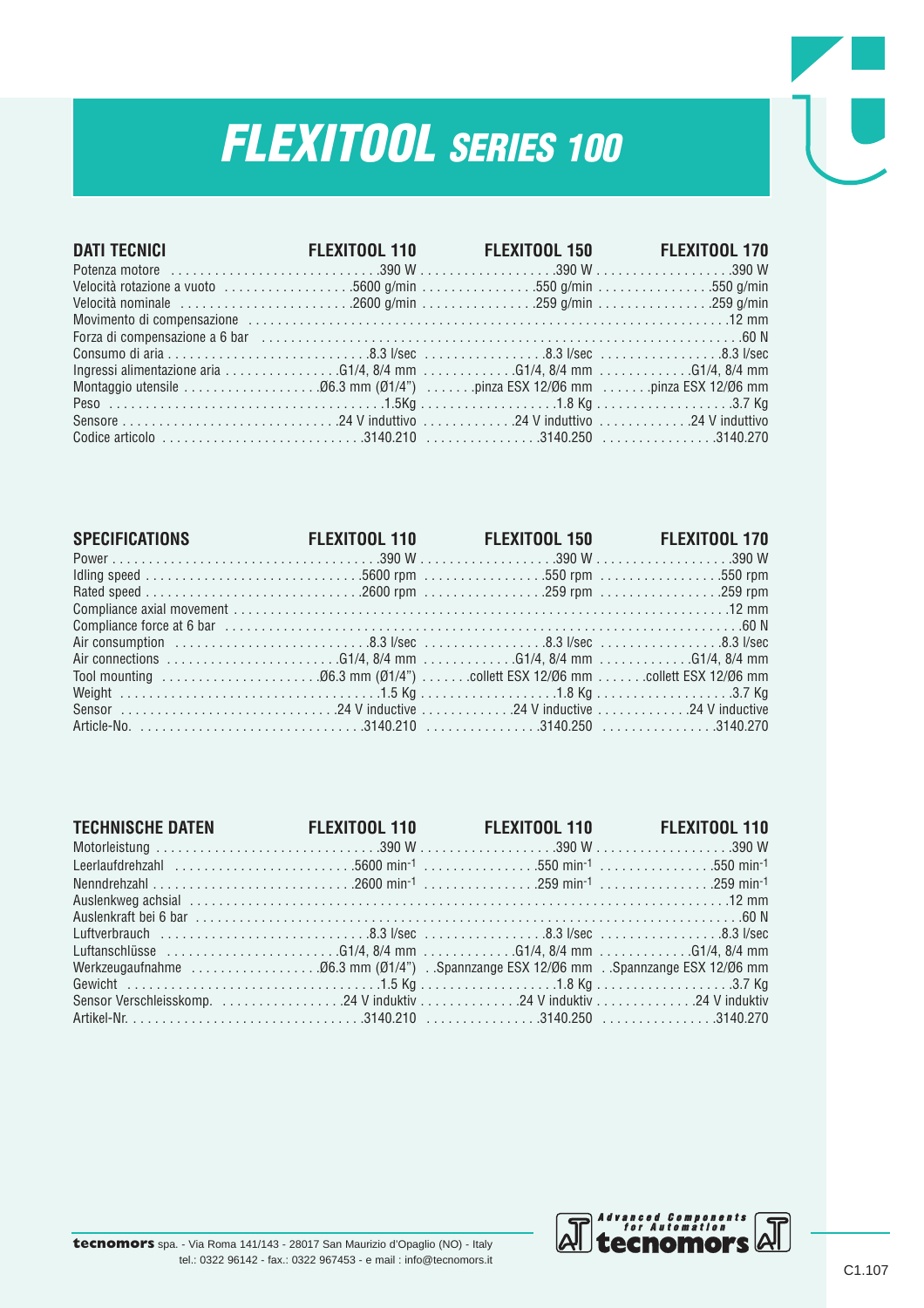# *FLEXITOOL SERIES 100*

| DATI TECNICI | FLEXITOOL 110 | FLEXITOOL 150 | FLEXITOOL 170 |
|---|---|---|---|
| Potenza motore | 390 W | 390 W | 390 W |
| Velocità rotazione a vuoto | 5600 g/min | 550 g/min | 550 g/min |
| Velocità nominale | 2600 g/min | 259 g/min | 259 g/min |
| Movimento di compensazione | | | 12 mm |
| Forza di compensazione a 6 bar | | | 60 N |
| Consumo di aria | 8.3 l/sec | 8.3 l/sec | 8.3 l/sec |
| Ingressi alimentazione aria | G1/4, 8/4 mm | G1/4, 8/4 mm | G1/4, 8/4 mm |
| Montaggio utensile | Ø6.3 mm (Ø1/4") | pinza ESX 12/Ø6 mm | pinza ESX 12/Ø6 mm |
| Peso | 1.5Kg | 1.8 Kg | 3.7 Kg |
| Sensore | 24 V induttivo | 24 V induttivo | 24 V induttivo |
| Codice articolo | 3140.210 | 3140.250 | 3140.270 |

| SPECIFICATIONS | FLEXITOOL 110 | FLEXITOOL 150 | FLEXITOOL 170 |
|---|---|---|---|
| Power | 390 W | 390 W | 390 W |
| Idling speed | 5600 rpm | 550 rpm | 550 rpm |
| Rated speed | 2600 rpm | 259 rpm | 259 rpm |
| Compliance axial movement | | | 12 mm |
| Compliance force at 6 bar | | | 60 N |
| Air consumption | 8.3 l/sec | 8.3 l/sec | 8.3 l/sec |
| Air connections | G1/4, 8/4 mm | G1/4, 8/4 mm | G1/4, 8/4 mm |
| Tool mounting | Ø6.3 mm (Ø1/4") | collett ESX 12/Ø6 mm | collett ESX 12/Ø6 mm |
| Weight | 1.5 Kg | 1.8 Kg | 3.7 Kg |
| Sensor | 24 V inductive | 24 V inductive | 24 V inductive |
| Article-No. | 3140.210 | 3140.250 | 3140.270 |

| TECHNISCHE DATEN | FLEXITOOL 110 | FLEXITOOL 110 | FLEXITOOL 110 |
|---|---|---|---|
| Motorleistung | 390 W | 390 W | 390 W |
| Leerlaufdrehzahl | 5600 $min^{-1}$ | 550 $min^{-1}$ | 550 $min^{-1}$ |
| Nenndrehzahl | 2600 $min^{-1}$ | 259 $min^{-1}$ | 259 $min^{-1}$ |
| Auslenkweg achsial | | | 12 mm |
| Auslenkraft bei 6 bar | | | 60 N |
| Luftverbrauch | 8.3 l/sec | 8.3 l/sec | 8.3 l/sec |
| Luftanschlüsse | G1/4, 8/4 mm | G1/4, 8/4 mm | G1/4, 8/4 mm |
| Werkzeugaufnahme | Ø6.3 mm (Ø1/4") | Spannzange ESX 12/Ø6 mm | Spannzange ESX 12/Ø6 mm |
| Gewicht | 1.5 Kg | 1.8 Kg | 3.7 Kg |
| Sensor Verschleisskomp. | 24 V induktiv | 24 V induktiv | 24 V induktiv |
| Artikel-Nr. | 3140.210 | 3140.250 | 3140.270 |

**tecnomors** spa. - Via Roma 141/143 - 28017 San Maurizio d'Opaglio (NO) - Italy
tel.: 0322 96142 - fax.: 0322 967453 - e mail : info@tecnomors.it

Advanced Components for Automation tecnomors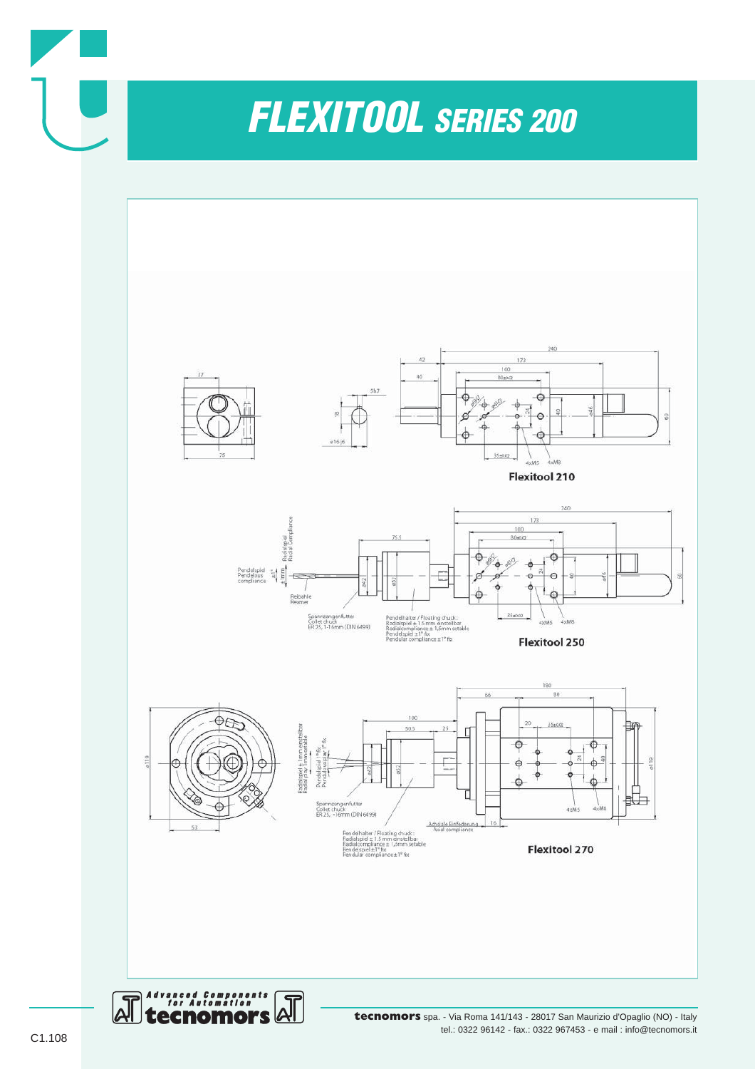# FLEXITOOL SERIES 200

Flexitool 210

Pendelspiel
Pendelous
compliance

Radialspiel
Radial Compliance

Reibahle
Reamer

Spannzangenfutter
Collet chuck
ER 25, 1-16mm (DIN 6499)

Pendelhalter / Floating chuck:
Radialspiel ± 1.5 mm einstellbar
Radialcompliance ± 1,5mm setable
Pendelspiel ± 1° fix
Pendular compliance ± 1° fix

Flexitool 250

Radialspiel ± 1mm einstellbar
Radial play 1mm setable

Pendelspiel 1° fix
Pendular play 1° fix

Spannzangenfutter
Collet chuck
ER 25, ~16mm (DIN 6499)

Axiale Einfederung
Axial compliance

Pendelhalter / Floating chuck:
Radialspiel ± 1.5 mm einstellbar
Radialcompliance ± 1,5mm setable
Pendelspiel ±1° fix
Pendular compliance ±1° fix

Flexitool 270

**tecnomors** spa. - Via Roma 141/143 - 28017 San Maurizio d'Opaglio (NO) - Italy
tel.: 0322 96142 - fax.: 0322 967453 - e mail : info@tecnomors.it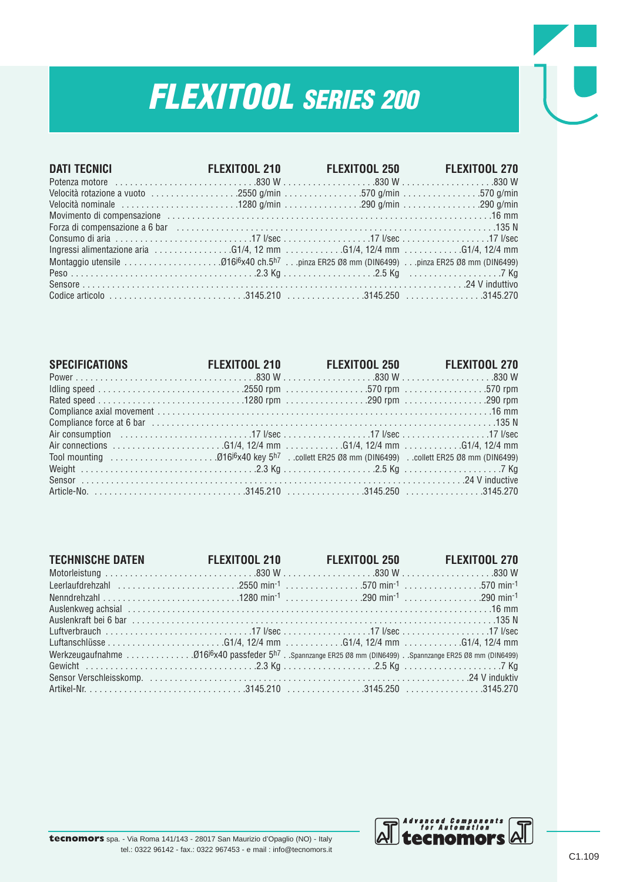# FLEXITOOL SERIES 200

| DATI TECNICI | FLEXITOOL 210 | FLEXITOOL 250 | FLEXITOOL 270 |
|---|---|---|---|
| Potenza motore | 830 W | 830 W | 830 W |
| Velocità rotazione a vuoto | 2550 g/min | 570 g/min | 570 g/min |
| Velocità nominale | 1280 g/min | 290 g/min | 290 g/min |
| Movimento di compensazione | | | 16 mm |
| Forza di compensazione a 6 bar | | | 135 N |
| Consumo di aria | 17 l/sec | 17 l/sec | 17 l/sec |
| Ingressi alimentazione aria | G1/4, 12 mm | G1/4, 12/4 mm | G1/4, 12/4 mm |
| Montaggio utensile | Ø16$^{i6}$x40 ch.5$^{h7}$ | pinza ER25 Ø8 mm (DIN6499) | pinza ER25 Ø8 mm (DIN6499) |
| Peso | 2.3 Kg | 2.5 Kg | 7 Kg |
| Sensore | | | 24 V induttivo |
| Codice articolo | 3145.210 | 3145.250 | 3145.270 |

| SPECIFICATIONS | FLEXITOOL 210 | FLEXITOOL 250 | FLEXITOOL 270 |
|---|---|---|---|
| Power | 830 W | 830 W | 830 W |
| Idling speed | 2550 rpm | 570 rpm | 570 rpm |
| Rated speed | 1280 rpm | 290 rpm | 290 rpm |
| Compliance axial movement | | | 16 mm |
| Compliance force at 6 bar | | | 135 N |
| Air consumption | 17 l/sec | 17 l/sec | 17 l/sec |
| Air connections | G1/4, 12/4 mm | G1/4, 12/4 mm | G1/4, 12/4 mm |
| Tool mounting | Ø16$^{i6}$x40 key 5$^{h7}$ | collett ER25 Ø8 mm (DIN6499) | collett ER25 Ø8 mm (DIN6499) |
| Weight | 2.3 Kg | 2.5 Kg | 7 Kg |
| Sensor | | | 24 V inductive |
| Article-No. | 3145.210 | 3145.250 | 3145.270 |

| TECHNISCHE DATEN | FLEXITOOL 210 | FLEXITOOL 250 | FLEXITOOL 270 |
|---|---|---|---|
| Motorleistung | 830 W | 830 W | 830 W |
| Leerlaufdrehzahl | 2550 min$^{-1}$ | 570 min$^{-1}$ | 570 min$^{-1}$ |
| Nenndrehzahl | 1280 min$^{-1}$ | 290 min$^{-1}$ | 290 min$^{-1}$ |
| Auslenkweg achsial | | | 16 mm |
| Auslenkraft bei 6 bar | | | 135 N |
| Luftverbrauch | 17 l/sec | 17 l/sec | 17 l/sec |
| Luftanschlüsse | G1/4, 12/4 mm | G1/4, 12/4 mm | G1/4, 12/4 mm |
| Werkzeugaufnahme | Ø16$^{i6}$x40 passfeder 5$^{h7}$ | Spannzange ER25 Ø8 mm (DIN6499) | Spannzange ER25 Ø8 mm (DIN6499) |
| Gewicht | 2.3 Kg | 2.5 Kg | 7 Kg |
| Sensor Verschleisskomp. | | | 24 V induktiv |
| Artikel-Nr. | 3145.210 | 3145.250 | 3145.270 |

**tecnomors** spa. - Via Roma 141/143 - 28017 San Maurizio d'Opaglio (NO) - Italy
tel.: 0322 96142 - fax.: 0322 967453 - e mail : info@tecnomors.it

Advanced Components for Automation tecnomors